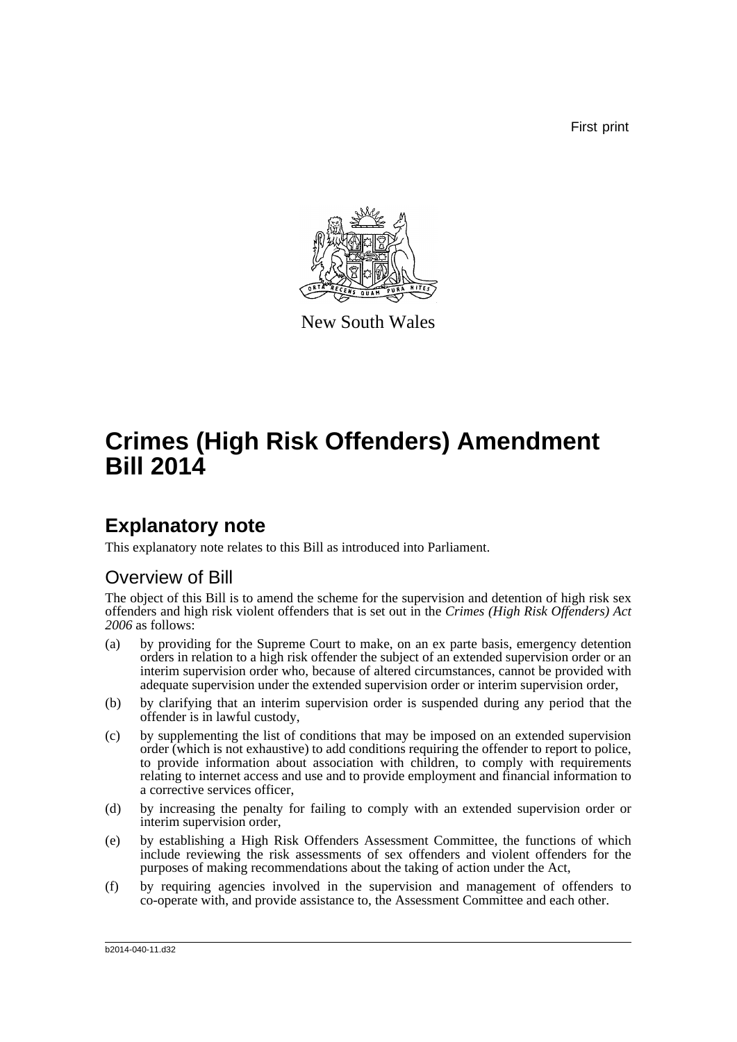First print

New South Wales

# Crimes (High Risk Offenders) Amendment Bill 2014

## Explanatory note

This explanatory note relates to this Bill as introduced into Parliament.

### Overview of Bill

The object of this Bill is to amend the scheme for the supervision and detention of high risk sex offenders and high risk violent offenders that is set out in the *Crimes (High Risk Offenders) Act 2006* as follows:

(a) by providing for the Supreme Court to make, on an ex parte basis, emergency detention orders in relation to a high risk offender the subject of an extended supervision order or an interim supervision order who, because of altered circumstances, cannot be provided with adequate supervision under the extended supervision order or interim supervision order,

(b) by clarifying that an interim supervision order is suspended during any period that the offender is in lawful custody,

(c) by supplementing the list of conditions that may be imposed on an extended supervision order (which is not exhaustive) to add conditions requiring the offender to report to police, to provide information about association with children, to comply with requirements relating to internet access and use and to provide employment and financial information to a corrective services officer,

(d) by increasing the penalty for failing to comply with an extended supervision order or interim supervision order,

(e) by establishing a High Risk Offenders Assessment Committee, the functions of which include reviewing the risk assessments of sex offenders and violent offenders for the purposes of making recommendations about the taking of action under the Act,

(f) by requiring agencies involved in the supervision and management of offenders to co-operate with, and provide assistance to, the Assessment Committee and each other.

b2014-040-11.d32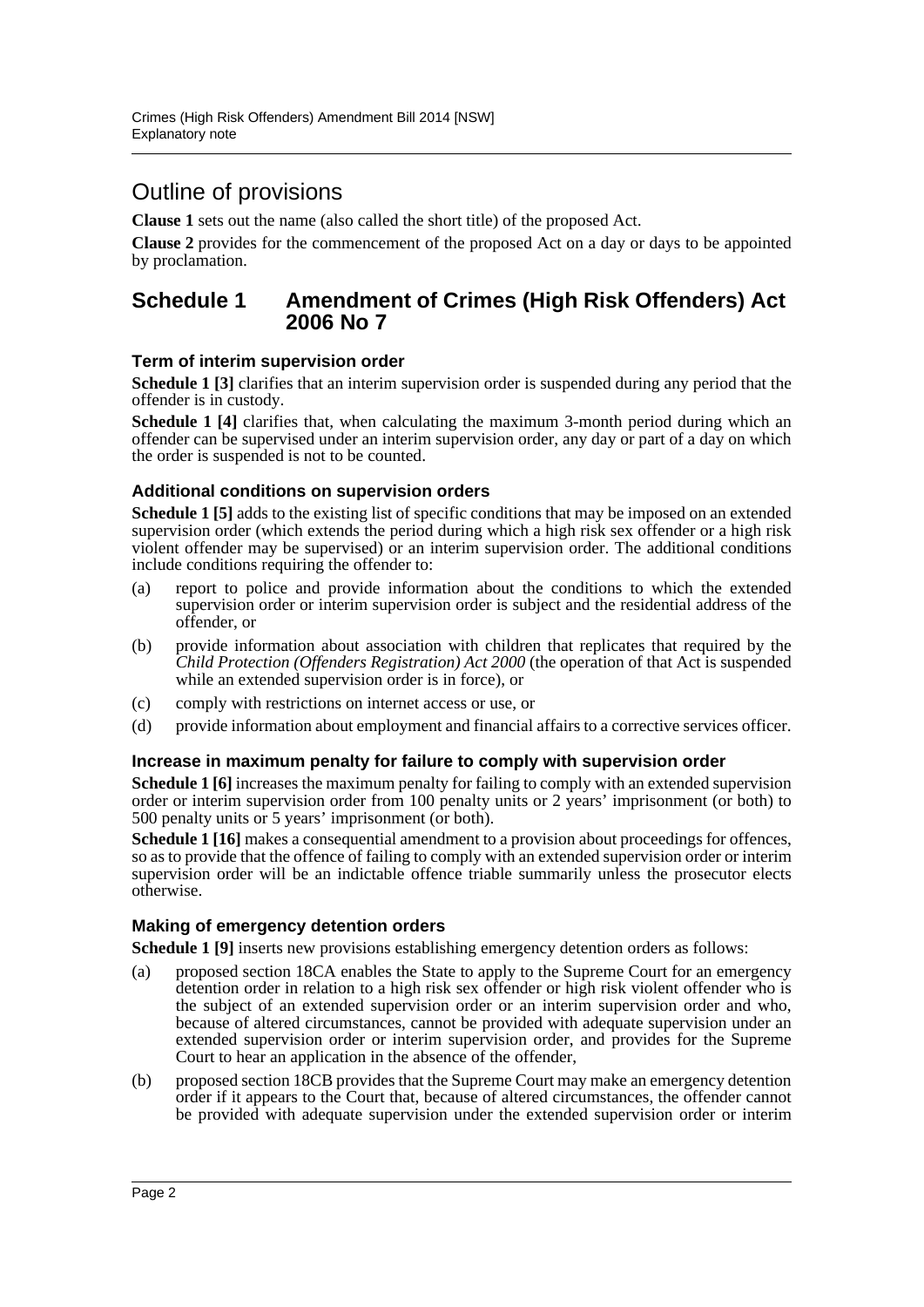## Outline of provisions

**Clause 1** sets out the name (also called the short title) of the proposed Act.

**Clause 2** provides for the commencement of the proposed Act on a day or days to be appointed by proclamation.

## Schedule 1 Amendment of Crimes (High Risk Offenders) Act 2006 No 7

### Term of interim supervision order

**Schedule 1 [3]** clarifies that an interim supervision order is suspended during any period that the offender is in custody.

**Schedule 1 [4]** clarifies that, when calculating the maximum 3-month period during which an offender can be supervised under an interim supervision order, any day or part of a day on which the order is suspended is not to be counted.

### Additional conditions on supervision orders

**Schedule 1 [5]** adds to the existing list of specific conditions that may be imposed on an extended supervision order (which extends the period during which a high risk sex offender or a high risk violent offender may be supervised) or an interim supervision order. The additional conditions include conditions requiring the offender to:

(a) report to police and provide information about the conditions to which the extended supervision order or interim supervision order is subject and the residential address of the offender, or

(b) provide information about association with children that replicates that required by the *Child Protection (Offenders Registration) Act 2000* (the operation of that Act is suspended while an extended supervision order is in force), or

(c) comply with restrictions on internet access or use, or

(d) provide information about employment and financial affairs to a corrective services officer.

### Increase in maximum penalty for failure to comply with supervision order

**Schedule 1 [6]** increases the maximum penalty for failing to comply with an extended supervision order or interim supervision order from 100 penalty units or 2 years' imprisonment (or both) to 500 penalty units or 5 years' imprisonment (or both).

**Schedule 1 [16]** makes a consequential amendment to a provision about proceedings for offences, so as to provide that the offence of failing to comply with an extended supervision order or interim supervision order will be an indictable offence triable summarily unless the prosecutor elects otherwise.

### Making of emergency detention orders

**Schedule 1 [9]** inserts new provisions establishing emergency detention orders as follows:

(a) proposed section 18CA enables the State to apply to the Supreme Court for an emergency detention order in relation to a high risk sex offender or high risk violent offender who is the subject of an extended supervision order or an interim supervision order and who, because of altered circumstances, cannot be provided with adequate supervision under an extended supervision order or interim supervision order, and provides for the Supreme Court to hear an application in the absence of the offender,

(b) proposed section 18CB provides that the Supreme Court may make an emergency detention order if it appears to the Court that, because of altered circumstances, the offender cannot be provided with adequate supervision under the extended supervision order or interim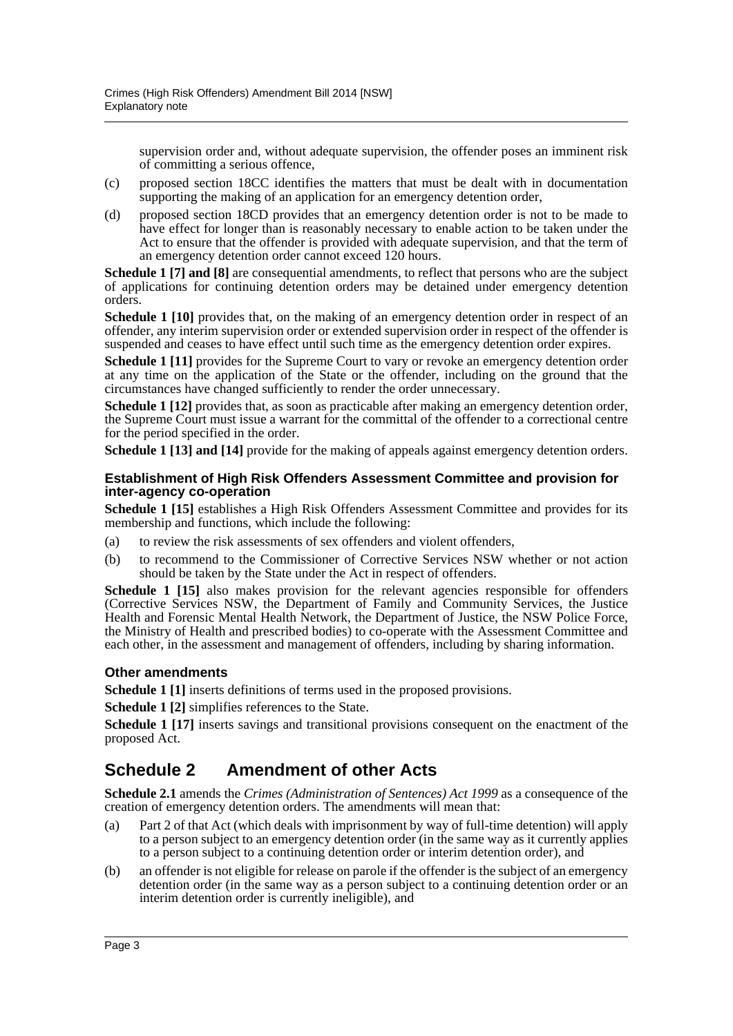supervision order and, without adequate supervision, the offender poses an imminent risk of committing a serious offence,

(c) proposed section 18CC identifies the matters that must be dealt with in documentation supporting the making of an application for an emergency detention order,

(d) proposed section 18CD provides that an emergency detention order is not to be made to have effect for longer than is reasonably necessary to enable action to be taken under the Act to ensure that the offender is provided with adequate supervision, and that the term of an emergency detention order cannot exceed 120 hours.

**Schedule 1 [7] and [8]** are consequential amendments, to reflect that persons who are the subject of applications for continuing detention orders may be detained under emergency detention orders.

**Schedule 1 [10]** provides that, on the making of an emergency detention order in respect of an offender, any interim supervision order or extended supervision order in respect of the offender is suspended and ceases to have effect until such time as the emergency detention order expires.

**Schedule 1 [11]** provides for the Supreme Court to vary or revoke an emergency detention order at any time on the application of the State or the offender, including on the ground that the circumstances have changed sufficiently to render the order unnecessary.

**Schedule 1 [12]** provides that, as soon as practicable after making an emergency detention order, the Supreme Court must issue a warrant for the committal of the offender to a correctional centre for the period specified in the order.

**Schedule 1 [13] and [14]** provide for the making of appeals against emergency detention orders.

#### Establishment of High Risk Offenders Assessment Committee and provision for inter-agency co-operation

**Schedule 1 [15]** establishes a High Risk Offenders Assessment Committee and provides for its membership and functions, which include the following:

(a) to review the risk assessments of sex offenders and violent offenders,

(b) to recommend to the Commissioner of Corrective Services NSW whether or not action should be taken by the State under the Act in respect of offenders.

**Schedule 1 [15]** also makes provision for the relevant agencies responsible for offenders (Corrective Services NSW, the Department of Family and Community Services, the Justice Health and Forensic Mental Health Network, the Department of Justice, the NSW Police Force, the Ministry of Health and prescribed bodies) to co-operate with the Assessment Committee and each other, in the assessment and management of offenders, including by sharing information.

#### Other amendments

**Schedule 1 [1]** inserts definitions of terms used in the proposed provisions.

**Schedule 1 [2]** simplifies references to the State.

**Schedule 1 [17]** inserts savings and transitional provisions consequent on the enactment of the proposed Act.

## Schedule 2 Amendment of other Acts

**Schedule 2.1** amends the *Crimes (Administration of Sentences) Act 1999* as a consequence of the creation of emergency detention orders. The amendments will mean that:

(a) Part 2 of that Act (which deals with imprisonment by way of full-time detention) will apply to a person subject to an emergency detention order (in the same way as it currently applies to a person subject to a continuing detention order or interim detention order), and

(b) an offender is not eligible for release on parole if the offender is the subject of an emergency detention order (in the same way as a person subject to a continuing detention order or an interim detention order is currently ineligible), and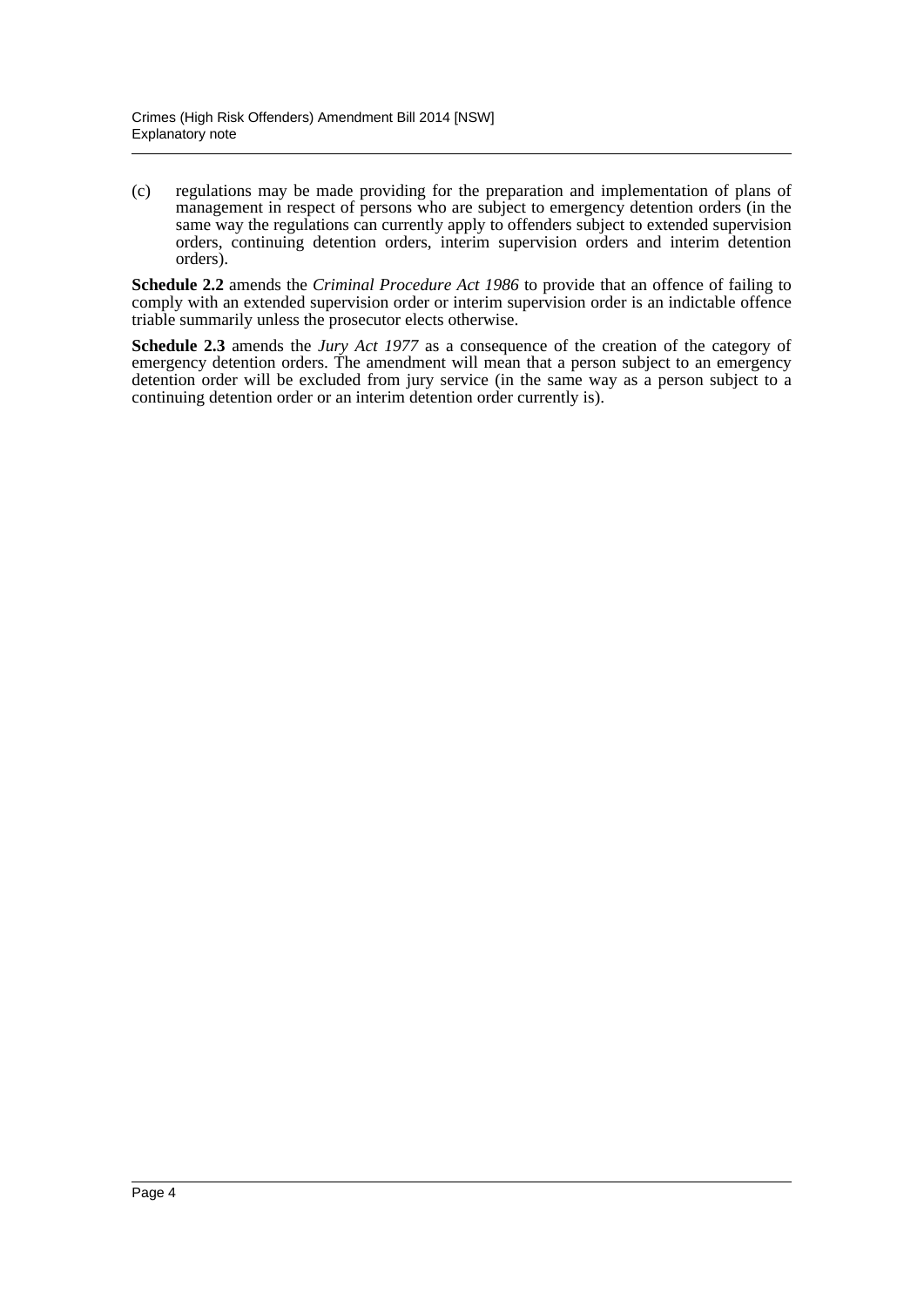(c) regulations may be made providing for the preparation and implementation of plans of management in respect of persons who are subject to emergency detention orders (in the same way the regulations can currently apply to offenders subject to extended supervision orders, continuing detention orders, interim supervision orders and interim detention orders).

**Schedule 2.2** amends the *Criminal Procedure Act 1986* to provide that an offence of failing to comply with an extended supervision order or interim supervision order is an indictable offence triable summarily unless the prosecutor elects otherwise.

**Schedule 2.3** amends the *Jury Act 1977* as a consequence of the creation of the category of emergency detention orders. The amendment will mean that a person subject to an emergency detention order will be excluded from jury service (in the same way as a person subject to a continuing detention order or an interim detention order currently is).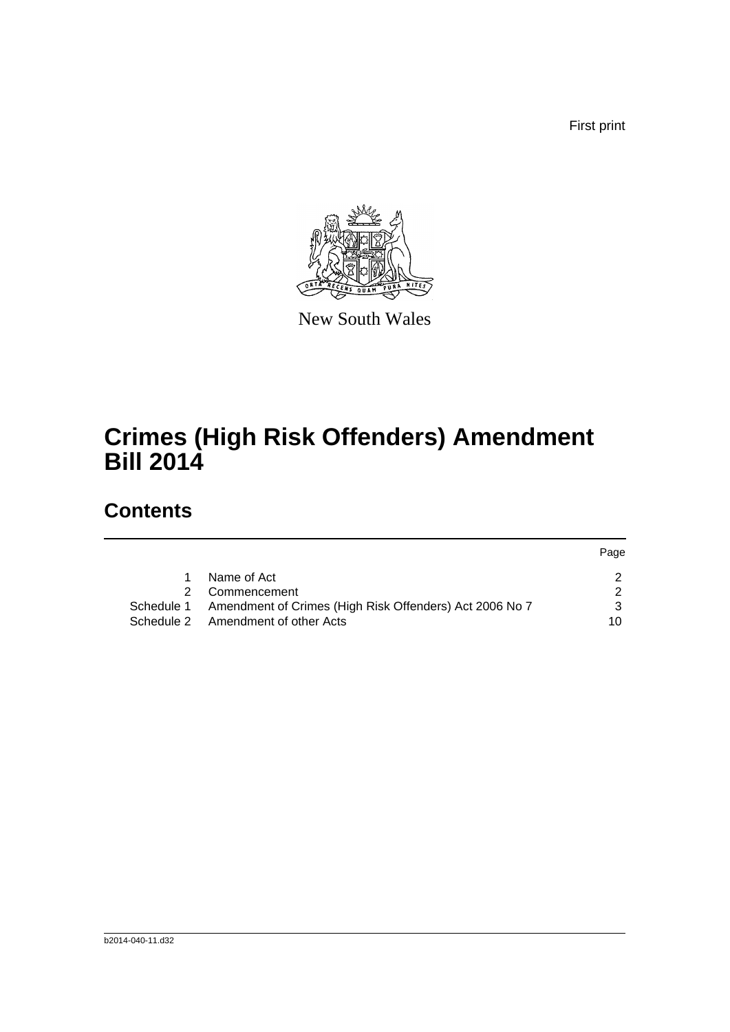First print

New South Wales

# Crimes (High Risk Offenders) Amendment Bill 2014

## Contents

| | | Page |
|---|---|---|
| 1 | Name of Act | 2 |
| 2 | Commencement | 2 |
| Schedule 1 | Amendment of Crimes (High Risk Offenders) Act 2006 No 7 | 3 |
| Schedule 2 | Amendment of other Acts | 10 |

b2014-040-11.d32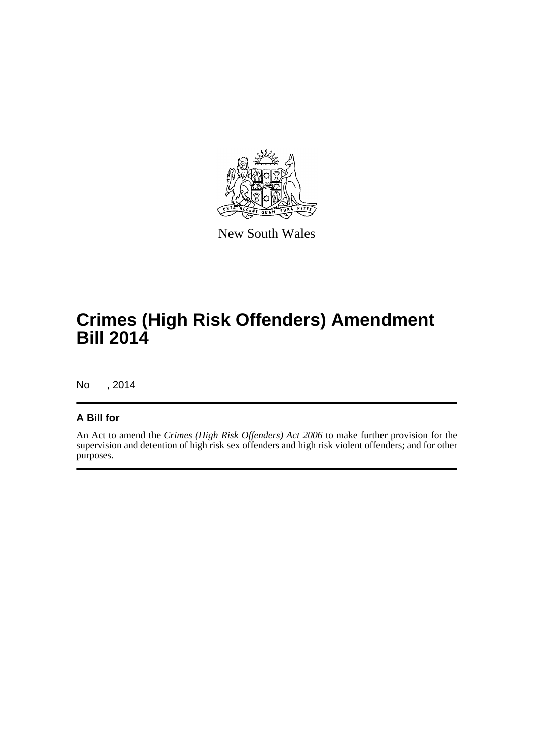New South Wales

# Crimes (High Risk Offenders) Amendment Bill 2014

No , 2014

## A Bill for

An Act to amend the *Crimes (High Risk Offenders) Act 2006* to make further provision for the supervision and detention of high risk sex offenders and high risk violent offenders; and for other purposes.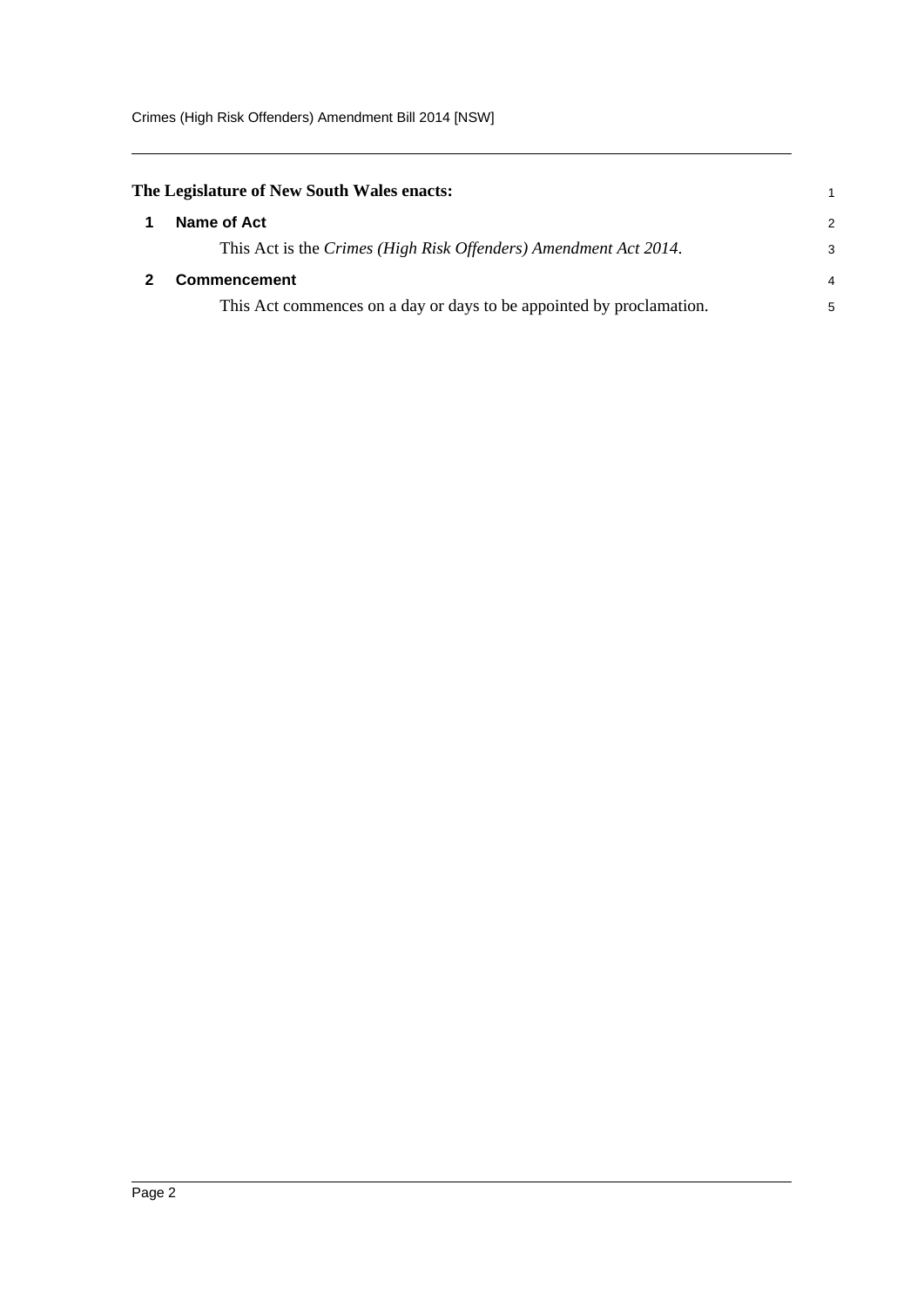**The Legislature of New South Wales enacts:**

## 1 Name of Act

This Act is the *Crimes (High Risk Offenders) Amendment Act 2014*.

## 2 Commencement

This Act commences on a day or days to be appointed by proclamation.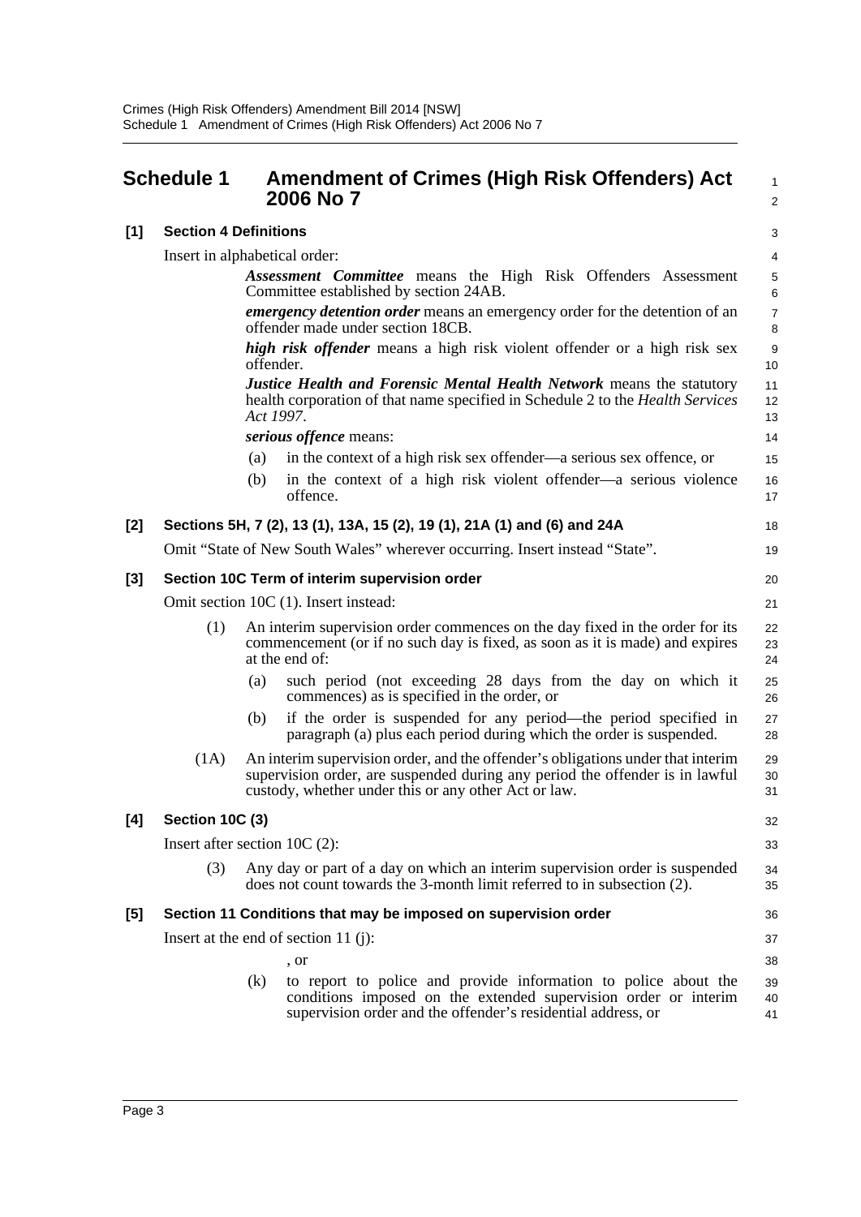## Schedule 1 Amendment of Crimes (High Risk Offenders) Act 2006 No 7

**[1] Section 4 Definitions**

Insert in alphabetical order:

> ***Assessment Committee*** means the High Risk Offenders Assessment Committee established by section 24AB.
>
> ***emergency detention order*** means an emergency order for the detention of an offender made under section 18CB.
>
> ***high risk offender*** means a high risk violent offender or a high risk sex offender.
>
> ***Justice Health and Forensic Mental Health Network*** means the statutory health corporation of that name specified in Schedule 2 to the *Health Services Act 1997*.
>
> ***serious offence*** means:
>
> (a) in the context of a high risk sex offender—a serious sex offence, or
>
> (b) in the context of a high risk violent offender—a serious violence offence.

**[2] Sections 5H, 7 (2), 13 (1), 13A, 15 (2), 19 (1), 21A (1) and (6) and 24A**

Omit "State of New South Wales" wherever occurring. Insert instead "State".

**[3] Section 10C Term of interim supervision order**

Omit section 10C (1). Insert instead:

> (1) An interim supervision order commences on the day fixed in the order for its commencement (or if no such day is fixed, as soon as it is made) and expires at the end of:
>
> (a) such period (not exceeding 28 days from the day on which it commences) as is specified in the order, or
>
> (b) if the order is suspended for any period—the period specified in paragraph (a) plus each period during which the order is suspended.
>
> (1A) An interim supervision order, and the offender's obligations under that interim supervision order, are suspended during any period the offender is in lawful custody, whether under this or any other Act or law.

**[4] Section 10C (3)**

Insert after section 10C (2):

> (3) Any day or part of a day on which an interim supervision order is suspended does not count towards the 3-month limit referred to in subsection (2).

**[5] Section 11 Conditions that may be imposed on supervision order**

Insert at the end of section 11 (j):

> , or
>
> (k) to report to police and provide information to police about the conditions imposed on the extended supervision order or interim supervision order and the offender's residential address, or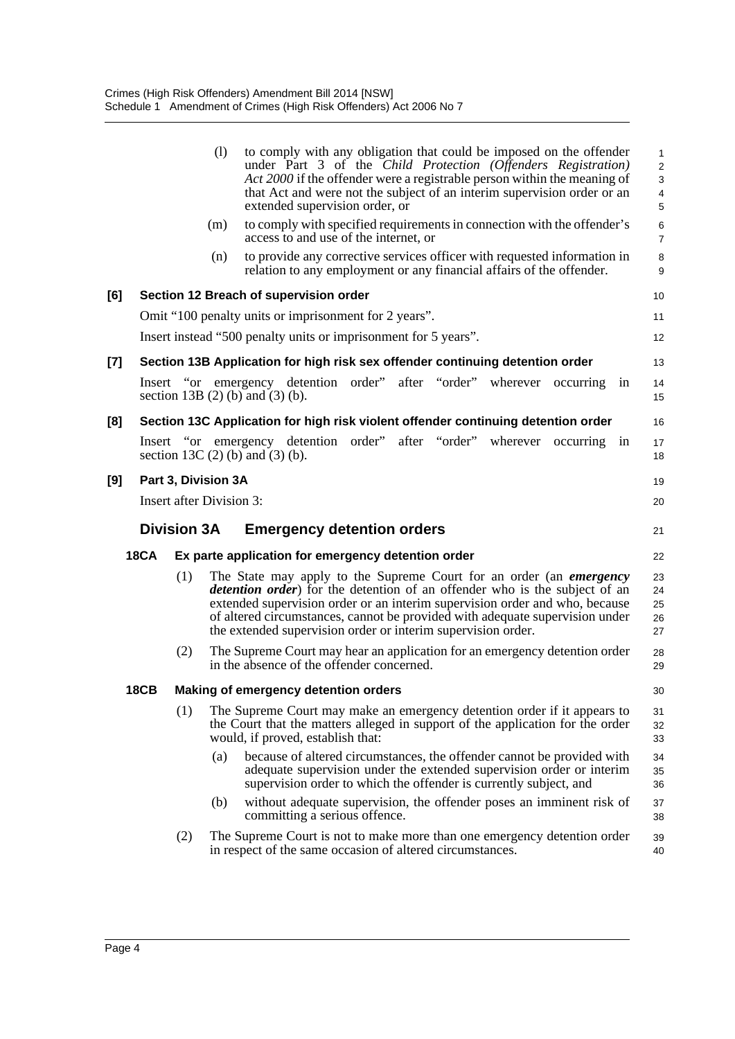(l) to comply with any obligation that could be imposed on the offender under Part 3 of the *Child Protection (Offenders Registration) Act 2000* if the offender were a registrable person within the meaning of that Act and were not the subject of an interim supervision order or an extended supervision order, or

(m) to comply with specified requirements in connection with the offender's access to and use of the internet, or

(n) to provide any corrective services officer with requested information in relation to any employment or any financial affairs of the offender.

**[6] Section 12 Breach of supervision order**

Omit "100 penalty units or imprisonment for 2 years".

Insert instead "500 penalty units or imprisonment for 5 years".

**[7] Section 13B Application for high risk sex offender continuing detention order**

Insert "or emergency detention order" after "order" wherever occurring in section 13B (2) (b) and (3) (b).

**[8] Section 13C Application for high risk violent offender continuing detention order**

Insert "or emergency detention order" after "order" wherever occurring in section 13C (2) (b) and (3) (b).

**[9] Part 3, Division 3A**

Insert after Division 3:

## Division 3A Emergency detention orders

**18CA Ex parte application for emergency detention order**

(1) The State may apply to the Supreme Court for an order (an ***emergency detention order***) for the detention of an offender who is the subject of an extended supervision order or an interim supervision order and who, because of altered circumstances, cannot be provided with adequate supervision under the extended supervision order or interim supervision order.

(2) The Supreme Court may hear an application for an emergency detention order in the absence of the offender concerned.

**18CB Making of emergency detention orders**

(1) The Supreme Court may make an emergency detention order if it appears to the Court that the matters alleged in support of the application for the order would, if proved, establish that:

(a) because of altered circumstances, the offender cannot be provided with adequate supervision under the extended supervision order or interim supervision order to which the offender is currently subject, and

(b) without adequate supervision, the offender poses an imminent risk of committing a serious offence.

(2) The Supreme Court is not to make more than one emergency detention order in respect of the same occasion of altered circumstances.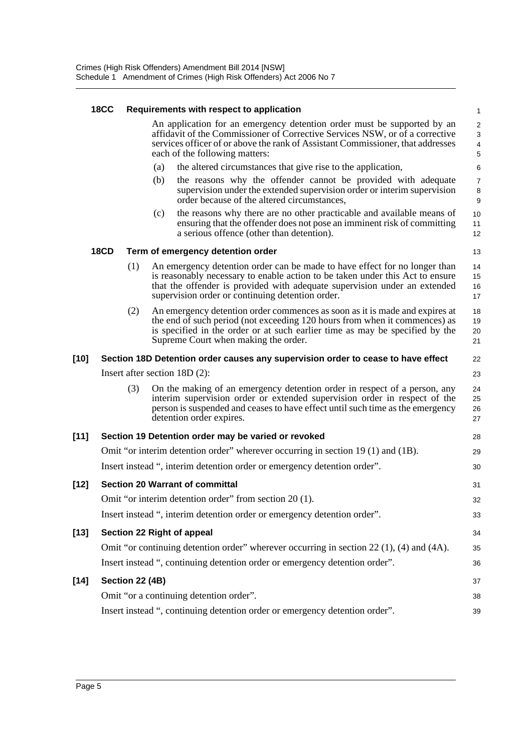**18CC Requirements with respect to application**

An application for an emergency detention order must be supported by an affidavit of the Commissioner of Corrective Services NSW, or of a corrective services officer of or above the rank of Assistant Commissioner, that addresses each of the following matters:

(a) the altered circumstances that give rise to the application,

(b) the reasons why the offender cannot be provided with adequate supervision under the extended supervision order or interim supervision order because of the altered circumstances,

(c) the reasons why there are no other practicable and available means of ensuring that the offender does not pose an imminent risk of committing a serious offence (other than detention).

**18CD Term of emergency detention order**

(1) An emergency detention order can be made to have effect for no longer than is reasonably necessary to enable action to be taken under this Act to ensure that the offender is provided with adequate supervision under an extended supervision order or continuing detention order.

(2) An emergency detention order commences as soon as it is made and expires at the end of such period (not exceeding 120 hours from when it commences) as is specified in the order or at such earlier time as may be specified by the Supreme Court when making the order.

**[10] Section 18D Detention order causes any supervision order to cease to have effect**

Insert after section 18D (2):

(3) On the making of an emergency detention order in respect of a person, any interim supervision order or extended supervision order in respect of the person is suspended and ceases to have effect until such time as the emergency detention order expires.

**[11] Section 19 Detention order may be varied or revoked**

Omit "or interim detention order" wherever occurring in section 19 (1) and (1B).

Insert instead ", interim detention order or emergency detention order".

**[12] Section 20 Warrant of committal**

Omit "or interim detention order" from section 20 (1).

Insert instead ", interim detention order or emergency detention order".

**[13] Section 22 Right of appeal**

Omit "or continuing detention order" wherever occurring in section 22 (1), (4) and (4A).

Insert instead ", continuing detention order or emergency detention order".

**[14] Section 22 (4B)**

Omit "or a continuing detention order".

Insert instead ", continuing detention order or emergency detention order".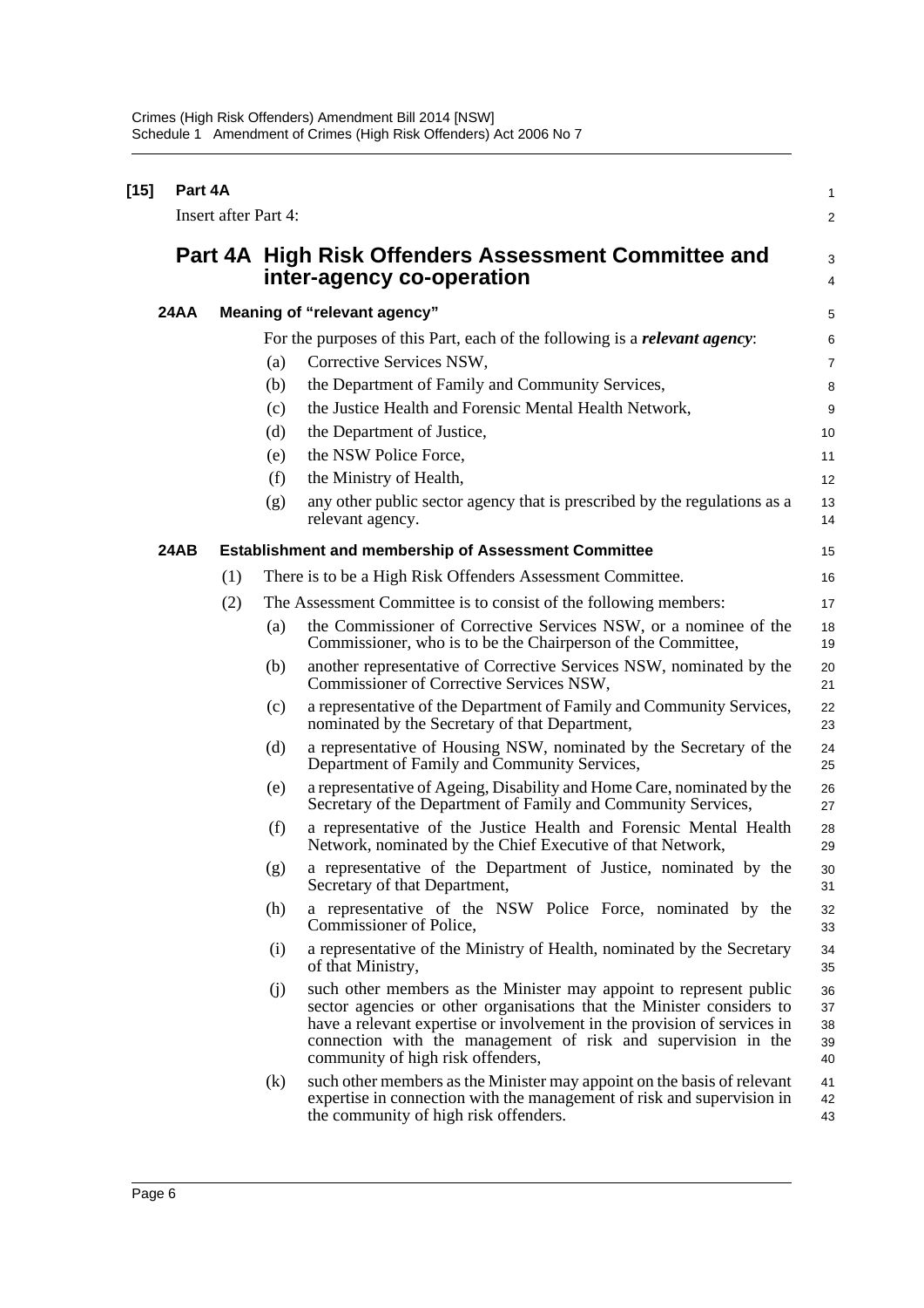**[15] Part 4A**

Insert after Part 4:

## Part 4A High Risk Offenders Assessment Committee and inter-agency co-operation

### 24AA Meaning of "relevant agency"

For the purposes of this Part, each of the following is a ***relevant agency***:

(a) Corrective Services NSW,

(b) the Department of Family and Community Services,

(c) the Justice Health and Forensic Mental Health Network,

(d) the Department of Justice,

(e) the NSW Police Force,

(f) the Ministry of Health,

(g) any other public sector agency that is prescribed by the regulations as a relevant agency.

### 24AB Establishment and membership of Assessment Committee

(1) There is to be a High Risk Offenders Assessment Committee.

(2) The Assessment Committee is to consist of the following members:

(a) the Commissioner of Corrective Services NSW, or a nominee of the Commissioner, who is to be the Chairperson of the Committee,

(b) another representative of Corrective Services NSW, nominated by the Commissioner of Corrective Services NSW,

(c) a representative of the Department of Family and Community Services, nominated by the Secretary of that Department,

(d) a representative of Housing NSW, nominated by the Secretary of the Department of Family and Community Services,

(e) a representative of Ageing, Disability and Home Care, nominated by the Secretary of the Department of Family and Community Services,

(f) a representative of the Justice Health and Forensic Mental Health Network, nominated by the Chief Executive of that Network,

(g) a representative of the Department of Justice, nominated by the Secretary of that Department,

(h) a representative of the NSW Police Force, nominated by the Commissioner of Police,

(i) a representative of the Ministry of Health, nominated by the Secretary of that Ministry,

(j) such other members as the Minister may appoint to represent public sector agencies or other organisations that the Minister considers to have a relevant expertise or involvement in the provision of services in connection with the management of risk and supervision in the community of high risk offenders,

(k) such other members as the Minister may appoint on the basis of relevant expertise in connection with the management of risk and supervision in the community of high risk offenders.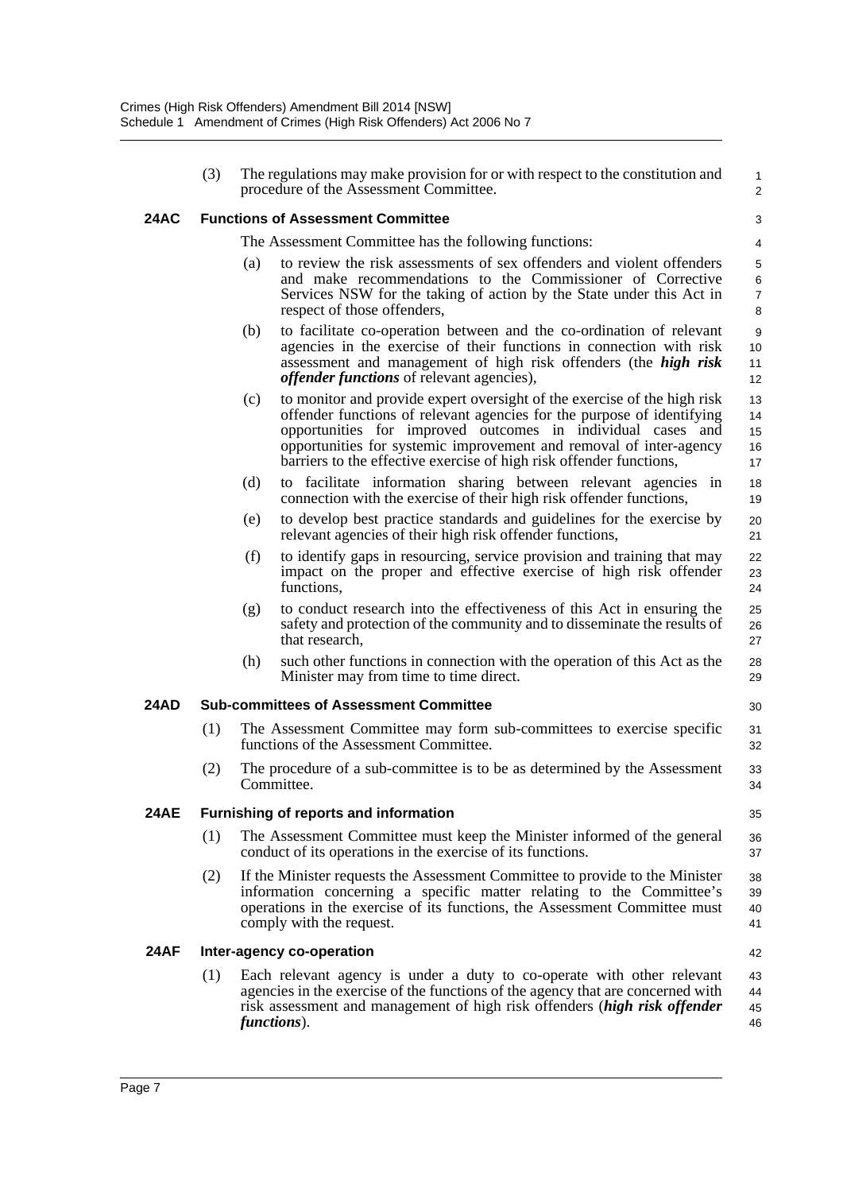(3) The regulations may make provision for or with respect to the constitution and procedure of the Assessment Committee.

### 24AC Functions of Assessment Committee

The Assessment Committee has the following functions:

(a) to review the risk assessments of sex offenders and violent offenders and make recommendations to the Commissioner of Corrective Services NSW for the taking of action by the State under this Act in respect of those offenders,

(b) to facilitate co-operation between and the co-ordination of relevant agencies in the exercise of their functions in connection with risk assessment and management of high risk offenders (the ***high risk offender functions*** of relevant agencies),

(c) to monitor and provide expert oversight of the exercise of the high risk offender functions of relevant agencies for the purpose of identifying opportunities for improved outcomes in individual cases and opportunities for systemic improvement and removal of inter-agency barriers to the effective exercise of high risk offender functions,

(d) to facilitate information sharing between relevant agencies in connection with the exercise of their high risk offender functions,

(e) to develop best practice standards and guidelines for the exercise by relevant agencies of their high risk offender functions,

(f) to identify gaps in resourcing, service provision and training that may impact on the proper and effective exercise of high risk offender functions,

(g) to conduct research into the effectiveness of this Act in ensuring the safety and protection of the community and to disseminate the results of that research,

(h) such other functions in connection with the operation of this Act as the Minister may from time to time direct.

### 24AD Sub-committees of Assessment Committee

(1) The Assessment Committee may form sub-committees to exercise specific functions of the Assessment Committee.

(2) The procedure of a sub-committee is to be as determined by the Assessment Committee.

### 24AE Furnishing of reports and information

(1) The Assessment Committee must keep the Minister informed of the general conduct of its operations in the exercise of its functions.

(2) If the Minister requests the Assessment Committee to provide to the Minister information concerning a specific matter relating to the Committee's operations in the exercise of its functions, the Assessment Committee must comply with the request.

### 24AF Inter-agency co-operation

(1) Each relevant agency is under a duty to co-operate with other relevant agencies in the exercise of the functions of the agency that are concerned with risk assessment and management of high risk offenders (***high risk offender functions***).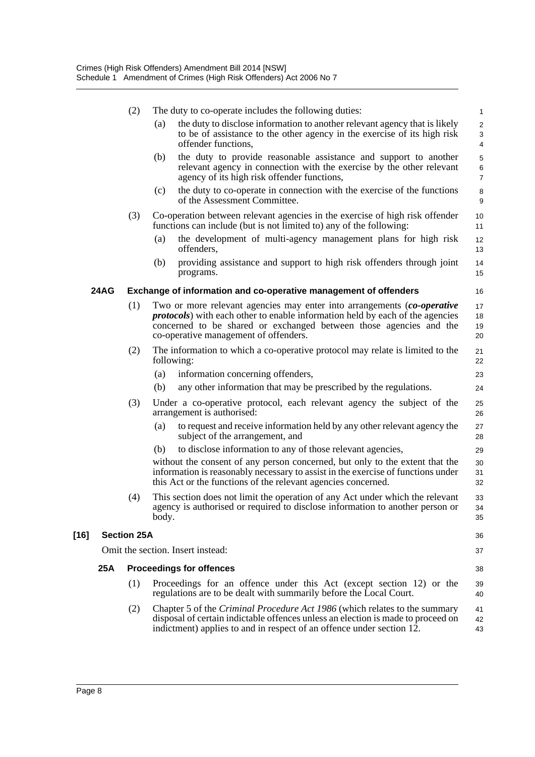(2) The duty to co-operate includes the following duties:

(a) the duty to disclose information to another relevant agency that is likely to be of assistance to the other agency in the exercise of its high risk offender functions,

(b) the duty to provide reasonable assistance and support to another relevant agency in connection with the exercise by the other relevant agency of its high risk offender functions,

(c) the duty to co-operate in connection with the exercise of the functions of the Assessment Committee.

(3) Co-operation between relevant agencies in the exercise of high risk offender functions can include (but is not limited to) any of the following:

(a) the development of multi-agency management plans for high risk offenders,

(b) providing assistance and support to high risk offenders through joint programs.

**24AG Exchange of information and co-operative management of offenders**

(1) Two or more relevant agencies may enter into arrangements (***co-operative protocols***) with each other to enable information held by each of the agencies concerned to be shared or exchanged between those agencies and the co-operative management of offenders.

(2) The information to which a co-operative protocol may relate is limited to the following:

(a) information concerning offenders,

(b) any other information that may be prescribed by the regulations.

(3) Under a co-operative protocol, each relevant agency the subject of the arrangement is authorised:

(a) to request and receive information held by any other relevant agency the subject of the arrangement, and

(b) to disclose information to any of those relevant agencies,

without the consent of any person concerned, but only to the extent that the information is reasonably necessary to assist in the exercise of functions under this Act or the functions of the relevant agencies concerned.

(4) This section does not limit the operation of any Act under which the relevant agency is authorised or required to disclose information to another person or body.

**[16] Section 25A**

Omit the section. Insert instead:

**25A Proceedings for offences**

(1) Proceedings for an offence under this Act (except section 12) or the regulations are to be dealt with summarily before the Local Court.

(2) Chapter 5 of the *Criminal Procedure Act 1986* (which relates to the summary disposal of certain indictable offences unless an election is made to proceed on indictment) applies to and in respect of an offence under section 12.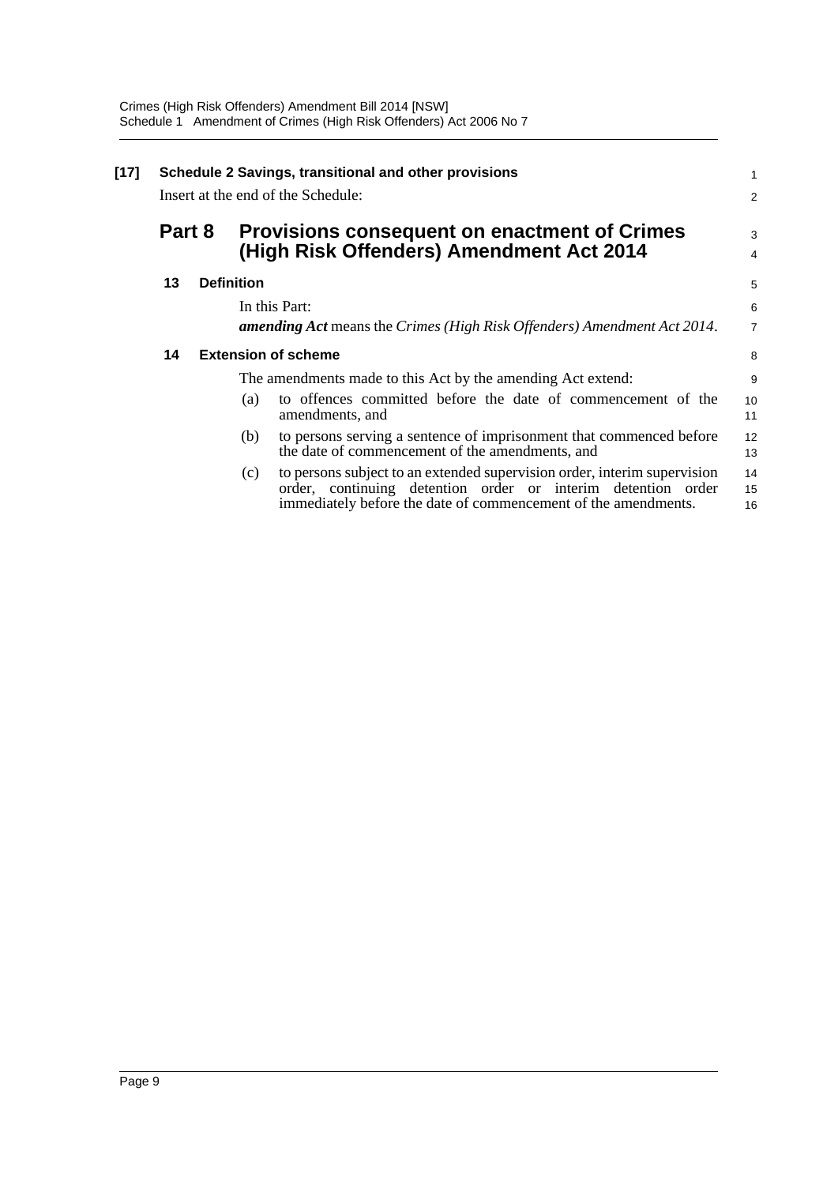**[17] Schedule 2 Savings, transitional and other provisions**

Insert at the end of the Schedule:

## Part 8 Provisions consequent on enactment of Crimes (High Risk Offenders) Amendment Act 2014

### 13 Definition

In this Part:

***amending Act*** means the *Crimes (High Risk Offenders) Amendment Act 2014*.

### 14 Extension of scheme

The amendments made to this Act by the amending Act extend:

(a) to offences committed before the date of commencement of the amendments, and

(b) to persons serving a sentence of imprisonment that commenced before the date of commencement of the amendments, and

(c) to persons subject to an extended supervision order, interim supervision order, continuing detention order or interim detention order immediately before the date of commencement of the amendments.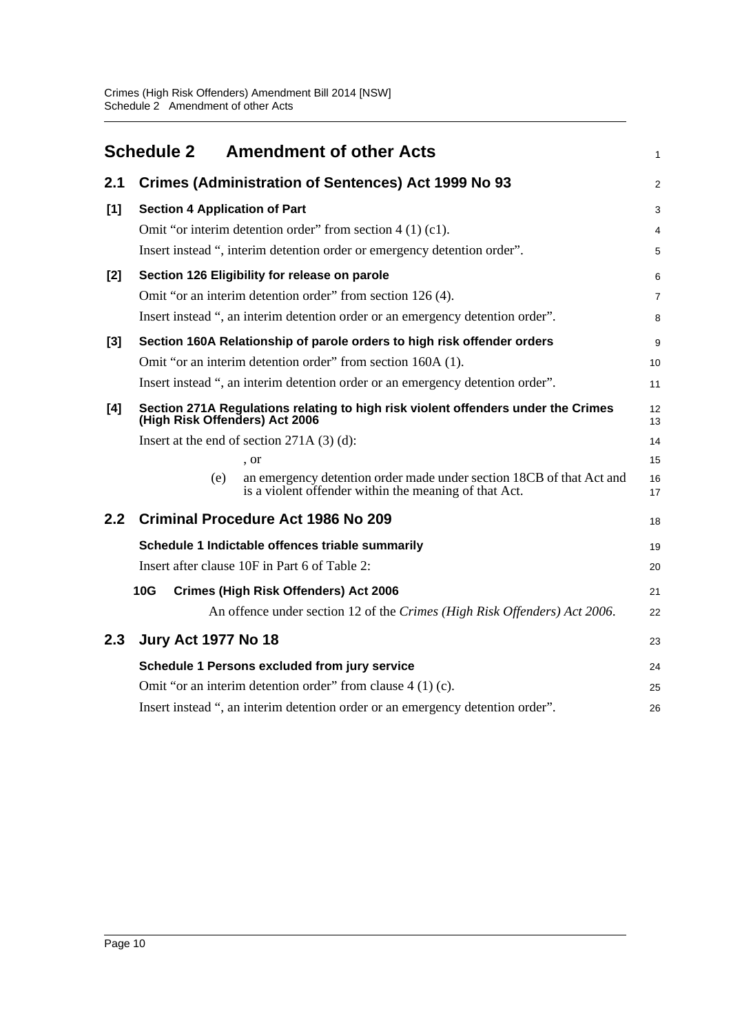# Schedule 2 Amendment of other Acts

## 2.1 Crimes (Administration of Sentences) Act 1999 No 93

**[1] Section 4 Application of Part**

Omit "or interim detention order" from section 4 (1) (c1).

Insert instead ", interim detention order or emergency detention order".

**[2] Section 126 Eligibility for release on parole**

Omit "or an interim detention order" from section 126 (4).

Insert instead ", an interim detention order or an emergency detention order".

**[3] Section 160A Relationship of parole orders to high risk offender orders**

Omit "or an interim detention order" from section 160A (1).

Insert instead ", an interim detention order or an emergency detention order".

**[4] Section 271A Regulations relating to high risk violent offenders under the Crimes (High Risk Offenders) Act 2006**

Insert at the end of section 271A (3) (d):

, or

(e) an emergency detention order made under section 18CB of that Act and is a violent offender within the meaning of that Act.

## 2.2 Criminal Procedure Act 1986 No 209

**Schedule 1 Indictable offences triable summarily**

Insert after clause 10F in Part 6 of Table 2:

**10G Crimes (High Risk Offenders) Act 2006**

An offence under section 12 of the *Crimes (High Risk Offenders) Act 2006*.

## 2.3 Jury Act 1977 No 18

**Schedule 1 Persons excluded from jury service**

Omit "or an interim detention order" from clause 4 (1) (c).

Insert instead ", an interim detention order or an emergency detention order".